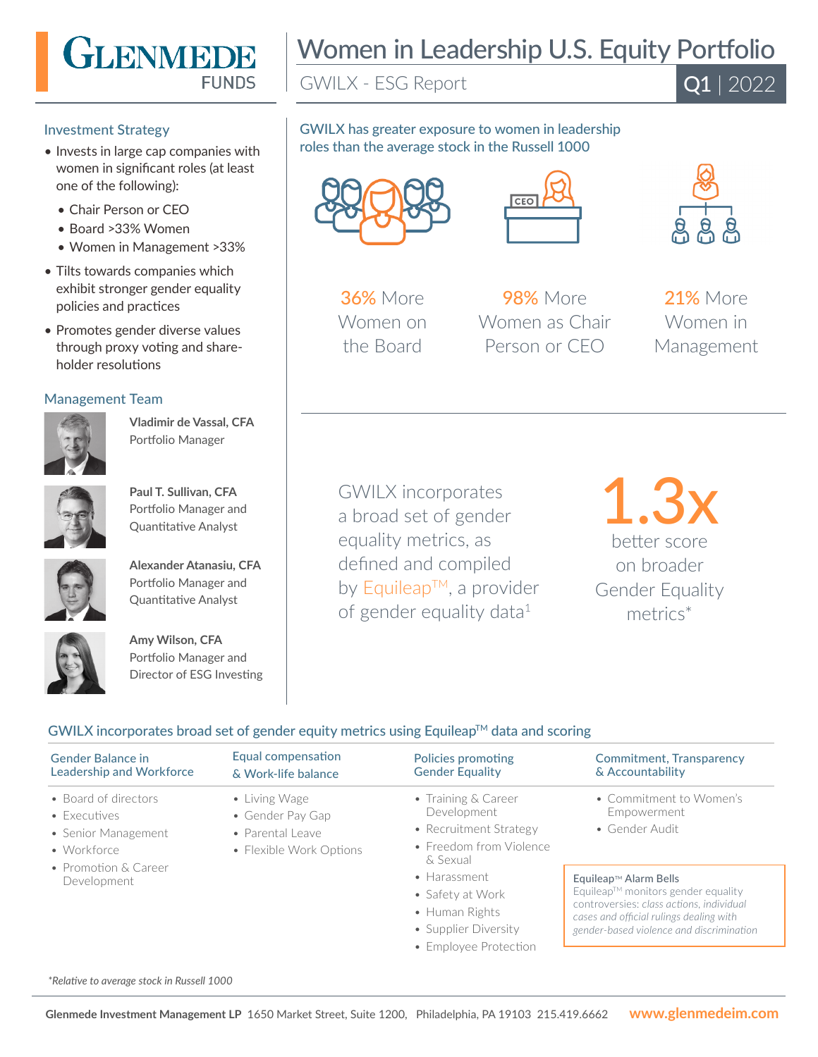# GLENMEDE FUNDS

# Women in Leadership U.S. Equity Portfolio

GWILX - ESG Report

**Q1 | 2022**

## Investment Strategy

- Invests in large cap companies with women in significant roles (at least one of the following):
  - Chair Person or CEO
  - Board >33% Women
  - Women in Management >33%
- Tilts towards companies which exhibit stronger gender equality policies and practices
- Promotes gender diverse values through proxy voting and shareholder resolutions

## Management Team

**Vladimir de Vassal, CFA**
Portfolio Manager

**Paul T. Sullivan, CFA**
Portfolio Manager and Quantitative Analyst

**Alexander Atanasiu, CFA**
Portfolio Manager and Quantitative Analyst

**Amy Wilson, CFA**
Portfolio Manager and Director of ESG Investing

## GWILX has greater exposure to women in leadership roles than the average stock in the Russell 1000

**36%** More Women on the Board

**98%** More Women as Chair Person or CEO

**21%** More Women in Management

GWILX incorporates a broad set of gender equality metrics, as defined and compiled by Equileap™, a provider of gender equality data[1]

**1.3x** better score on broader Gender Equality metrics*

## GWILX incorporates broad set of gender equity metrics using Equileap™ data and scoring

| Gender Balance in Leadership and Workforce | Equal compensation & Work-life balance | Policies promoting Gender Equality | Commitment, Transparency & Accountability |
|---|---|---|---|
| • Board of directors<br>• Executives<br>• Senior Management<br>• Workforce<br>• Promotion & Career Development | • Living Wage<br>• Gender Pay Gap<br>• Parental Leave<br>• Flexible Work Options | • Training & Career Development<br>• Recruitment Strategy<br>• Freedom from Violence & Sexual<br>• Harassment<br>• Safety at Work<br>• Human Rights<br>• Supplier Diversity<br>• Employee Protection | • Commitment to Women's Empowerment<br>• Gender Audit |

**Equileap™ Alarm Bells**
Equileap™ monitors gender equality controversies: *class actions, individual cases and official rulings dealing with gender-based violence and discrimination*

*\*Relative to average stock in Russell 1000*

**Glenmede Investment Management LP** 1650 Market Street, Suite 1200, Philadelphia, PA 19103 215.419.6662 **www.glenmedeim.com**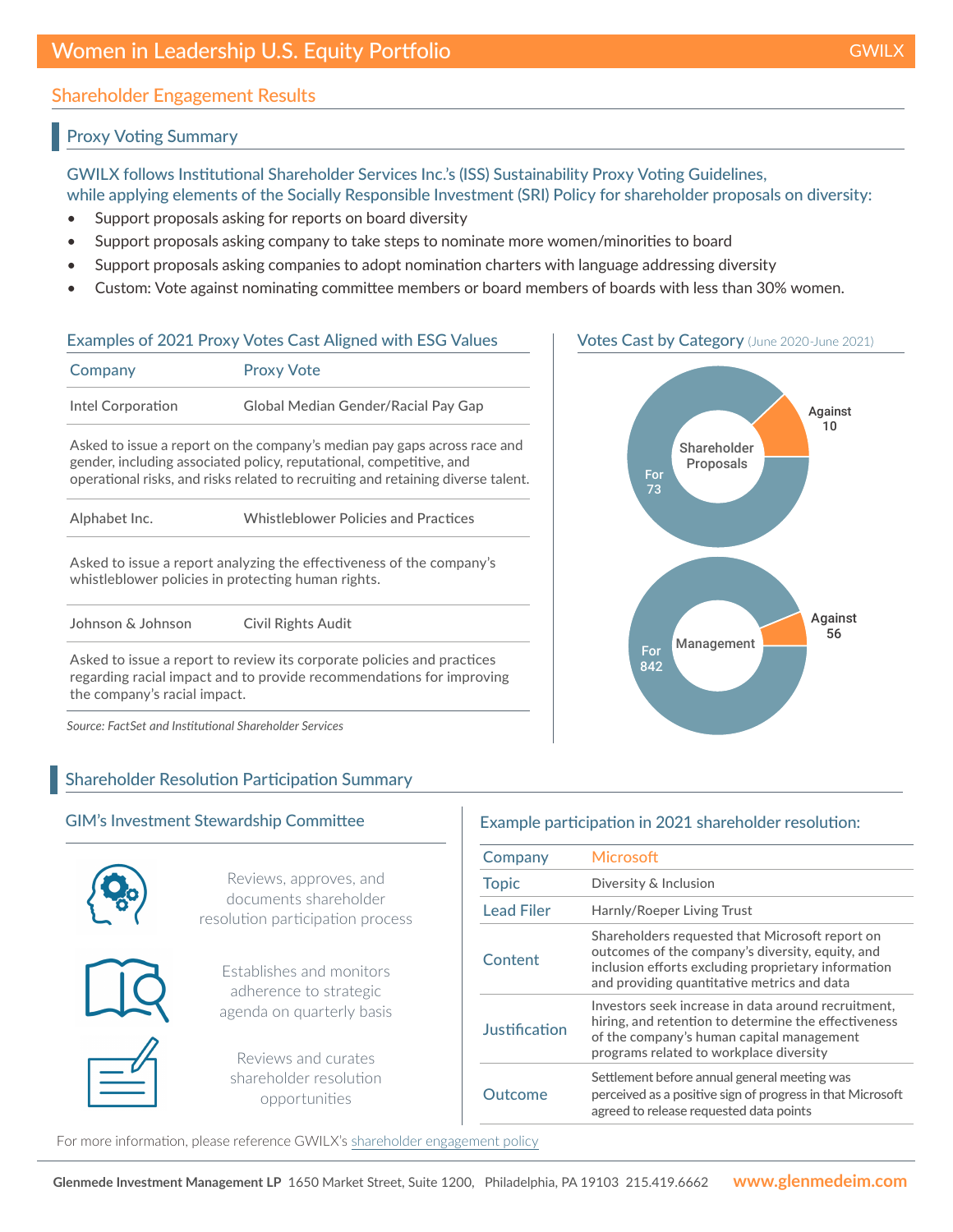# Women in Leadership U.S. Equity Portfolio

GWILX

## Shareholder Engagement Results

### Proxy Voting Summary

GWILX follows Institutional Shareholder Services Inc.'s (ISS) Sustainability Proxy Voting Guidelines, while applying elements of the Socially Responsible Investment (SRI) Policy for shareholder proposals on diversity:

- Support proposals asking for reports on board diversity
- Support proposals asking company to take steps to nominate more women/minorities to board
- Support proposals asking companies to adopt nomination charters with language addressing diversity
- Custom: Vote against nominating committee members or board members of boards with less than 30% women.

#### Examples of 2021 Proxy Votes Cast Aligned with ESG Values

| Company | Proxy Vote |
|---|---|
| Intel Corporation | Global Median Gender/Racial Pay Gap |

Asked to issue a report on the company's median pay gaps across race and gender, including associated policy, reputational, competitive, and operational risks, and risks related to recruiting and retaining diverse talent.

| Company | Proxy Vote |
|---|---|
| Alphabet Inc. | Whistleblower Policies and Practices |

Asked to issue a report analyzing the effectiveness of the company's whistleblower policies in protecting human rights.

| Company | Proxy Vote |
|---|---|
| Johnson & Johnson | Civil Rights Audit |

Asked to issue a report to review its corporate policies and practices regarding racial impact and to provide recommendations for improving the company's racial impact.

*Source: FactSet and Institutional Shareholder Services*

#### Votes Cast by Category (June 2020-June 2021)

| Category | For | Against |
|---|---|---|
| Shareholder Proposals | 73 | 10 |
| Management | 842 | 56 |

### Shareholder Resolution Participation Summary

#### GIM's Investment Stewardship Committee

- Reviews, approves, and documents shareholder resolution participation process
- Establishes and monitors adherence to strategic agenda on quarterly basis
- Reviews and curates shareholder resolution opportunities

#### Example participation in 2021 shareholder resolution:

| | |
|---|---|
| Company | Microsoft |
| Topic | Diversity & Inclusion |
| Lead Filer | Harnly/Roeper Living Trust |
| Content | Shareholders requested that Microsoft report on outcomes of the company's diversity, equity, and inclusion efforts excluding proprietary information and providing quantitative metrics and data |
| Justification | Investors seek increase in data around recruitment, hiring, and retention to determine the effectiveness of the company's human capital management programs related to workplace diversity |
| Outcome | Settlement before annual general meeting was perceived as a positive sign of progress in that Microsoft agreed to release requested data points |

For more information, please reference GWILX's shareholder engagement policy

**Glenmede Investment Management LP** 1650 Market Street, Suite 1200, Philadelphia, PA 19103 215.419.6662 **www.glenmedeim.com**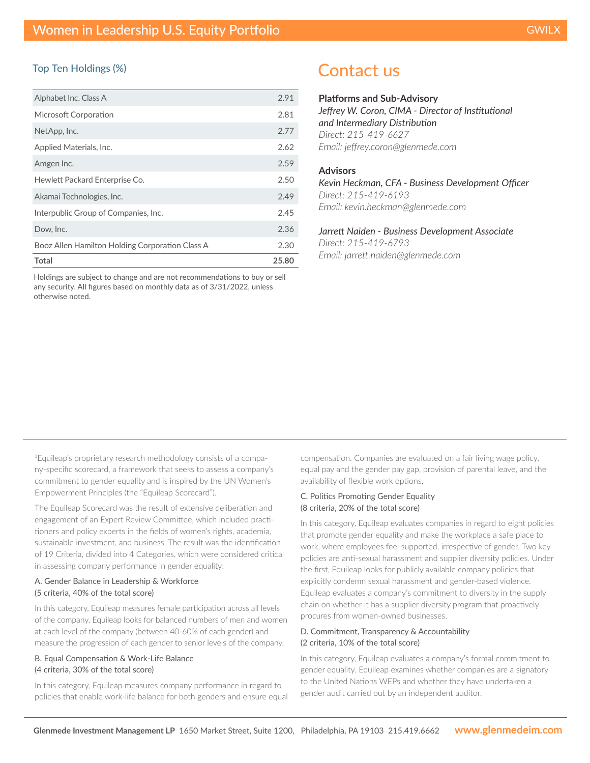## Top Ten Holdings (%)

| Holding | % |
|---|---|
| Alphabet Inc. Class A | 2.91 |
| Microsoft Corporation | 2.81 |
| NetApp, Inc. | 2.77 |
| Applied Materials, Inc. | 2.62 |
| Amgen Inc. | 2.59 |
| Hewlett Packard Enterprise Co. | 2.50 |
| Akamai Technologies, Inc. | 2.49 |
| Interpublic Group of Companies, Inc. | 2.45 |
| Dow, Inc. | 2.36 |
| Booz Allen Hamilton Holding Corporation Class A | 2.30 |
| **Total** | **25.80** |

Holdings are subject to change and are not recommendations to buy or sell any security. All figures based on monthly data as of 3/31/2022, unless otherwise noted.

# Contact us

**Platforms and Sub-Advisory**
*Jeffrey W. Coron, CIMA - Director of Institutional and Intermediary Distribution*
*Direct: 215-419-6627*
*Email: jeffrey.coron@glenmede.com*

**Advisors**
*Kevin Heckman, CFA - Business Development Officer*
*Direct: 215-419-6193*
*Email: kevin.heckman@glenmede.com*

*Jarrett Naiden - Business Development Associate*
*Direct: 215-419-6793*
*Email: jarrett.naiden@glenmede.com*

[1]Equileap's proprietary research methodology consists of a company-specific scorecard, a framework that seeks to assess a company's commitment to gender equality and is inspired by the UN Women's Empowerment Principles (the "Equileap Scorecard").

The Equileap Scorecard was the result of extensive deliberation and engagement of an Expert Review Committee, which included practitioners and policy experts in the fields of women's rights, academia, sustainable investment, and business. The result was the identification of 19 Criteria, divided into 4 Categories, which were considered critical in assessing company performance in gender equality:

A. Gender Balance in Leadership & Workforce
(5 criteria, 40% of the total score)

In this category, Equileap measures female participation across all levels of the company. Equileap looks for balanced numbers of men and women at each level of the company (between 40-60% of each gender) and measure the progression of each gender to senior levels of the company.

B. Equal Compensation & Work-Life Balance
(4 criteria, 30% of the total score)

In this category, Equileap measures company performance in regard to policies that enable work-life balance for both genders and ensure equal compensation. Companies are evaluated on a fair living wage policy, equal pay and the gender pay gap, provision of parental leave, and the availability of flexible work options.

C. Politics Promoting Gender Equality
(8 criteria, 20% of the total score)

In this category, Equileap evaluates companies in regard to eight policies that promote gender equality and make the workplace a safe place to work, where employees feel supported, irrespective of gender. Two key policies are anti-sexual harassment and supplier diversity policies. Under the first, Equileap looks for publicly available company policies that explicitly condemn sexual harassment and gender-based violence. Equileap evaluates a company's commitment to diversity in the supply chain on whether it has a supplier diversity program that proactively procures from women-owned businesses.

D. Commitment, Transparency & Accountability
(2 criteria, 10% of the total score)

In this category, Equileap evaluates a company's formal commitment to gender equality. Equileap examines whether companies are a signatory to the United Nations WEPs and whether they have undertaken a gender audit carried out by an independent auditor.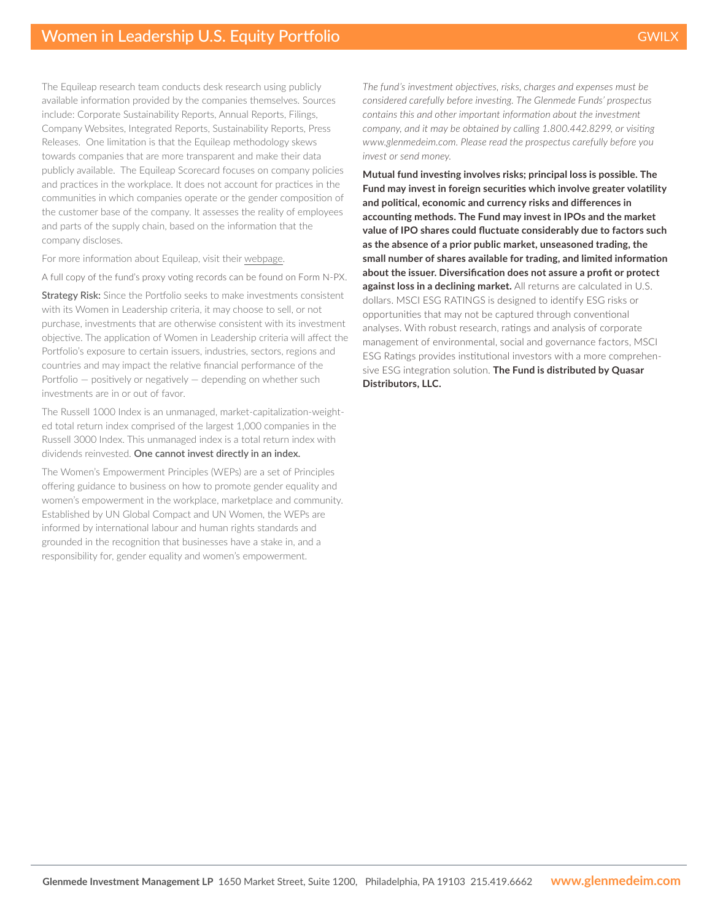The Equileap research team conducts desk research using publicly available information provided by the companies themselves. Sources include: Corporate Sustainability Reports, Annual Reports, Filings, Company Websites, Integrated Reports, Sustainability Reports, Press Releases. One limitation is that the Equileap methodology skews towards companies that are more transparent and make their data publicly available. The Equileap Scorecard focuses on company policies and practices in the workplace. It does not account for practices in the communities in which companies operate or the gender composition of the customer base of the company. It assesses the reality of employees and parts of the supply chain, based on the information that the company discloses.

For more information about Equileap, visit their webpage.

A full copy of the fund's proxy voting records can be found on Form N-PX.

Strategy Risk: Since the Portfolio seeks to make investments consistent with its Women in Leadership criteria, it may choose to sell, or not purchase, investments that are otherwise consistent with its investment objective. The application of Women in Leadership criteria will affect the Portfolio's exposure to certain issuers, industries, sectors, regions and countries and may impact the relative financial performance of the Portfolio — positively or negatively — depending on whether such investments are in or out of favor.

The Russell 1000 Index is an unmanaged, market-capitalization-weighted total return index comprised of the largest 1,000 companies in the Russell 3000 Index. This unmanaged index is a total return index with dividends reinvested. **One cannot invest directly in an index.**

The Women's Empowerment Principles (WEPs) are a set of Principles offering guidance to business on how to promote gender equality and women's empowerment in the workplace, marketplace and community. Established by UN Global Compact and UN Women, the WEPs are informed by international labour and human rights standards and grounded in the recognition that businesses have a stake in, and a responsibility for, gender equality and women's empowerment.

*The fund's investment objectives, risks, charges and expenses must be considered carefully before investing. The Glenmede Funds' prospectus contains this and other important information about the investment company, and it may be obtained by calling 1.800.442.8299, or visiting www.glenmedeim.com. Please read the prospectus carefully before you invest or send money.*

**Mutual fund investing involves risks; principal loss is possible. The Fund may invest in foreign securities which involve greater volatility and political, economic and currency risks and differences in accounting methods. The Fund may invest in IPOs and the market value of IPO shares could fluctuate considerably due to factors such as the absence of a prior public market, unseasoned trading, the small number of shares available for trading, and limited information about the issuer. Diversification does not assure a profit or protect against loss in a declining market.** All returns are calculated in U.S. dollars. MSCI ESG RATINGS is designed to identify ESG risks or opportunities that may not be captured through conventional analyses. With robust research, ratings and analysis of corporate management of environmental, social and governance factors, MSCI ESG Ratings provides institutional investors with a more comprehensive ESG integration solution. **The Fund is distributed by Quasar Distributors, LLC.**